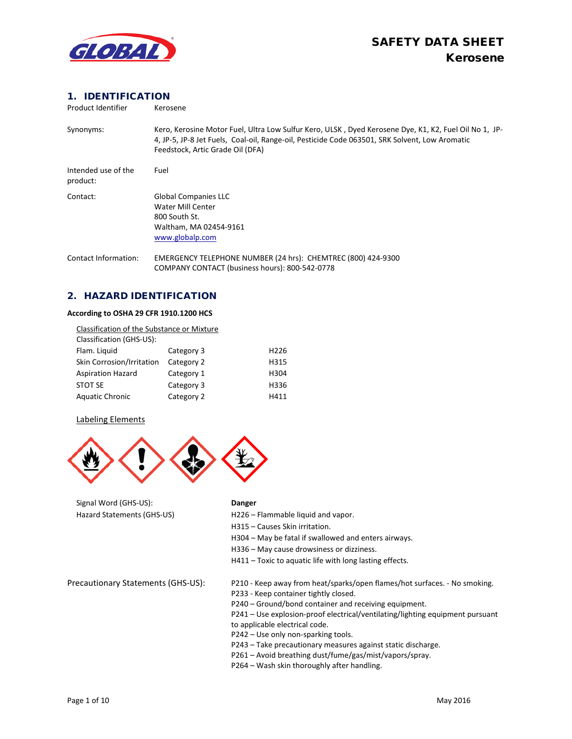# SAFETY DATA SHEET
## Kerosene

## 1. IDENTIFICATION

| | |
|---|---|
| Product Identifier | Kerosene |
| Synonyms: | Kero, Kerosine Motor Fuel, Ultra Low Sulfur Kero, ULSK , Dyed Kerosene Dye, K1, K2, Fuel Oil No 1, JP-4, JP-5, JP-8 Jet Fuels, Coal-oil, Range-oil, Pesticide Code 063501, SRK Solvent, Low Aromatic Feedstock, Artic Grade Oil (DFA) |
| Intended use of the product: | Fuel |
| Contact: | Global Companies LLC<br>Water Mill Center<br>800 South St.<br>Waltham, MA 02454-9161<br>www.globalp.com |
| Contact Information: | EMERGENCY TELEPHONE NUMBER (24 hrs): CHEMTREC (800) 424-9300<br>COMPANY CONTACT (business hours): 800-542-0778 |

## 2. HAZARD IDENTIFICATION

**According to OSHA 29 CFR 1910.1200 HCS**

Classification of the Substance or Mixture

Classification (GHS-US):

| | | |
|---|---|---|
| Flam. Liquid | Category 3 | H226 |
| Skin Corrosion/Irritation | Category 2 | H315 |
| Aspiration Hazard | Category 1 | H304 |
| STOT SE | Category 3 | H336 |
| Aquatic Chronic | Category 2 | H411 |

Labeling Elements

Signal Word (GHS-US): **Danger**

Hazard Statements (GHS-US)

H226 – Flammable liquid and vapor.
H315 – Causes Skin irritation.
H304 – May be fatal if swallowed and enters airways.
H336 – May cause drowsiness or dizziness.
H411 – Toxic to aquatic life with long lasting effects.

Precautionary Statements (GHS-US):

P210 - Keep away from heat/sparks/open flames/hot surfaces. - No smoking.
P233 - Keep container tightly closed.
P240 – Ground/bond container and receiving equipment.
P241 – Use explosion-proof electrical/ventilating/lighting equipment pursuant to applicable electrical code.
P242 – Use only non-sparking tools.
P243 – Take precautionary measures against static discharge.
P261 – Avoid breathing dust/fume/gas/mist/vapors/spray.
P264 – Wash skin thoroughly after handling.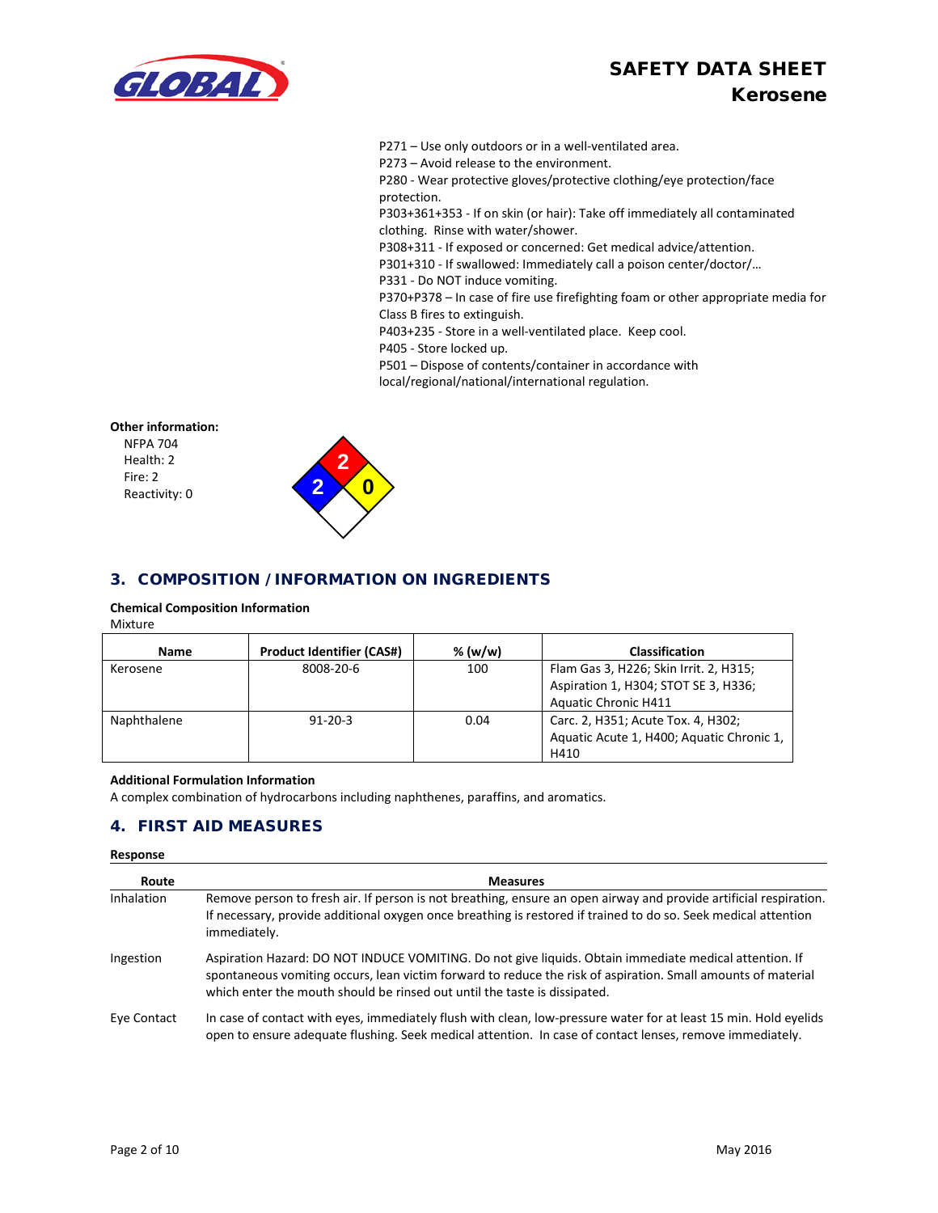P271 – Use only outdoors or in a well-ventilated area.
P273 – Avoid release to the environment.
P280 - Wear protective gloves/protective clothing/eye protection/face protection.
P303+361+353 - If on skin (or hair): Take off immediately all contaminated clothing. Rinse with water/shower.
P308+311 - If exposed or concerned: Get medical advice/attention.
P301+310 - If swallowed: Immediately call a poison center/doctor/…
P331 - Do NOT induce vomiting.
P370+P378 – In case of fire use firefighting foam or other appropriate media for Class B fires to extinguish.
P403+235 - Store in a well-ventilated place. Keep cool.
P405 - Store locked up.
P501 – Dispose of contents/container in accordance with local/regional/national/international regulation.

**Other information:**

NFPA 704
Health: 2
Fire: 2
Reactivity: 0

## 3. COMPOSITION / INFORMATION ON INGREDIENTS

**Chemical Composition Information**

Mixture

| Name | Product Identifier (CAS#) | % (w/w) | Classification |
|---|---|---|---|
| Kerosene | 8008-20-6 | 100 | Flam Gas 3, H226; Skin Irrit. 2, H315; Aspiration 1, H304; STOT SE 3, H336; Aquatic Chronic H411 |
| Naphthalene | 91-20-3 | 0.04 | Carc. 2, H351; Acute Tox. 4, H302; Aquatic Acute 1, H400; Aquatic Chronic 1, H410 |

**Additional Formulation Information**

A complex combination of hydrocarbons including naphthenes, paraffins, and aromatics.

## 4. FIRST AID MEASURES

**Response**

| Route | Measures |
|---|---|
| Inhalation | Remove person to fresh air. If person is not breathing, ensure an open airway and provide artificial respiration. If necessary, provide additional oxygen once breathing is restored if trained to do so. Seek medical attention immediately. |
| Ingestion | Aspiration Hazard: DO NOT INDUCE VOMITING. Do not give liquids. Obtain immediate medical attention. If spontaneous vomiting occurs, lean victim forward to reduce the risk of aspiration. Small amounts of material which enter the mouth should be rinsed out until the taste is dissipated. |
| Eye Contact | In case of contact with eyes, immediately flush with clean, low-pressure water for at least 15 min. Hold eyelids open to ensure adequate flushing. Seek medical attention. In case of contact lenses, remove immediately. |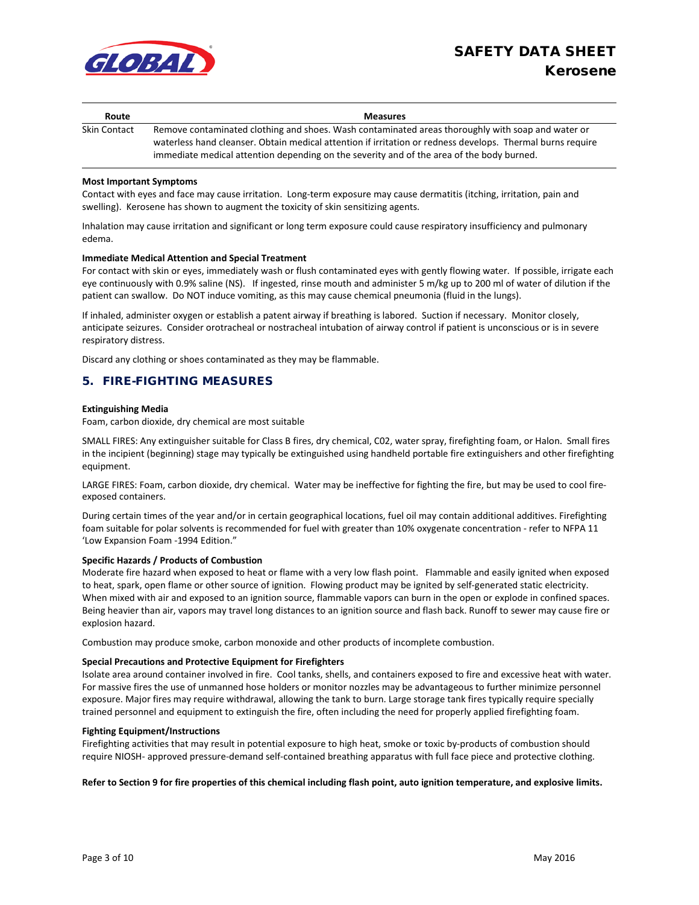| Route | Measures |
| --- | --- |
| Skin Contact | Remove contaminated clothing and shoes. Wash contaminated areas thoroughly with soap and water or waterless hand cleanser. Obtain medical attention if irritation or redness develops. Thermal burns require immediate medical attention depending on the severity and of the area of the body burned. |

**Most Important Symptoms**

Contact with eyes and face may cause irritation. Long-term exposure may cause dermatitis (itching, irritation, pain and swelling). Kerosene has shown to augment the toxicity of skin sensitizing agents.

Inhalation may cause irritation and significant or long term exposure could cause respiratory insufficiency and pulmonary edema.

**Immediate Medical Attention and Special Treatment**

For contact with skin or eyes, immediately wash or flush contaminated eyes with gently flowing water. If possible, irrigate each eye continuously with 0.9% saline (NS). If ingested, rinse mouth and administer 5 m/kg up to 200 ml of water of dilution if the patient can swallow. Do NOT induce vomiting, as this may cause chemical pneumonia (fluid in the lungs).

If inhaled, administer oxygen or establish a patent airway if breathing is labored. Suction if necessary. Monitor closely, anticipate seizures. Consider orotracheal or nostracheal intubation of airway control if patient is unconscious or is in severe respiratory distress.

Discard any clothing or shoes contaminated as they may be flammable.

## 5. FIRE-FIGHTING MEASURES

**Extinguishing Media**

Foam, carbon dioxide, dry chemical are most suitable

SMALL FIRES: Any extinguisher suitable for Class B fires, dry chemical, C02, water spray, firefighting foam, or Halon. Small fires in the incipient (beginning) stage may typically be extinguished using handheld portable fire extinguishers and other firefighting equipment.

LARGE FIRES: Foam, carbon dioxide, dry chemical. Water may be ineffective for fighting the fire, but may be used to cool fire-exposed containers.

During certain times of the year and/or in certain geographical locations, fuel oil may contain additional additives. Firefighting foam suitable for polar solvents is recommended for fuel with greater than 10% oxygenate concentration - refer to NFPA 11 'Low Expansion Foam -1994 Edition."

**Specific Hazards / Products of Combustion**

Moderate fire hazard when exposed to heat or flame with a very low flash point. Flammable and easily ignited when exposed to heat, spark, open flame or other source of ignition. Flowing product may be ignited by self-generated static electricity. When mixed with air and exposed to an ignition source, flammable vapors can burn in the open or explode in confined spaces. Being heavier than air, vapors may travel long distances to an ignition source and flash back. Runoff to sewer may cause fire or explosion hazard.

Combustion may produce smoke, carbon monoxide and other products of incomplete combustion.

**Special Precautions and Protective Equipment for Firefighters**

Isolate area around container involved in fire. Cool tanks, shells, and containers exposed to fire and excessive heat with water. For massive fires the use of unmanned hose holders or monitor nozzles may be advantageous to further minimize personnel exposure. Major fires may require withdrawal, allowing the tank to burn. Large storage tank fires typically require specially trained personnel and equipment to extinguish the fire, often including the need for properly applied firefighting foam.

**Fighting Equipment/Instructions**

Firefighting activities that may result in potential exposure to high heat, smoke or toxic by-products of combustion should require NIOSH- approved pressure-demand self-contained breathing apparatus with full face piece and protective clothing.

**Refer to Section 9 for fire properties of this chemical including flash point, auto ignition temperature, and explosive limits.**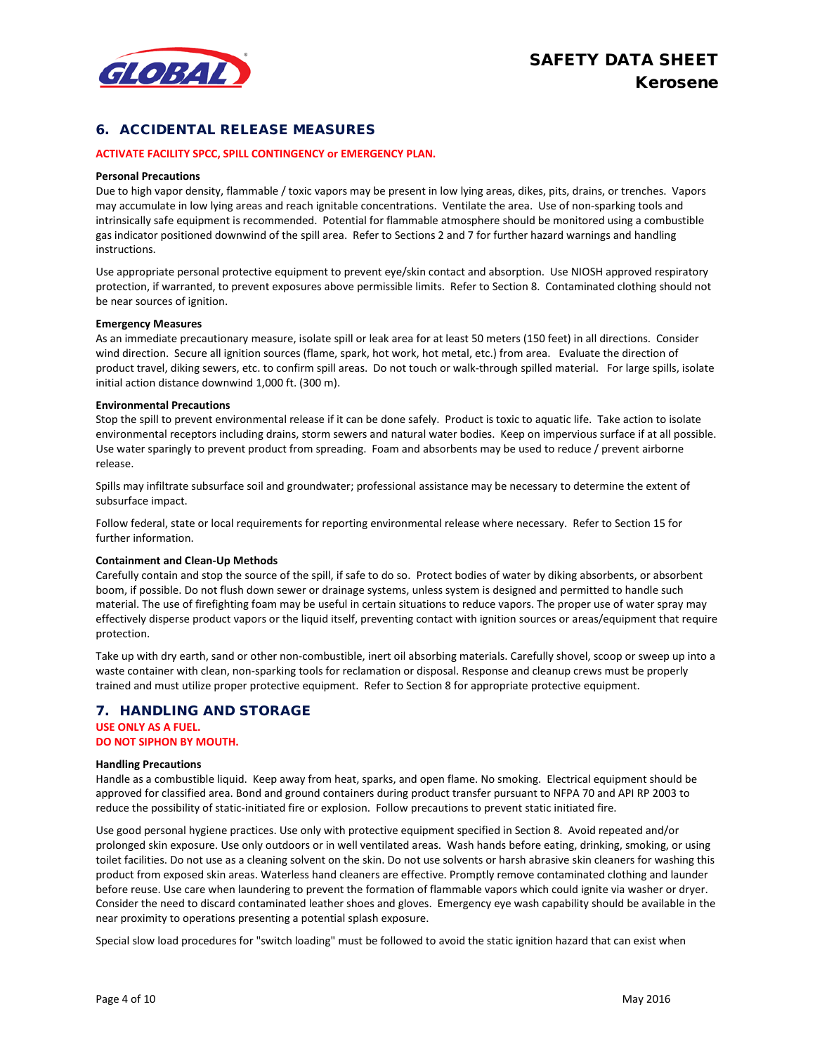## 6. ACCIDENTAL RELEASE MEASURES

**ACTIVATE FACILITY SPCC, SPILL CONTINGENCY or EMERGENCY PLAN.**

**Personal Precautions**

Due to high vapor density, flammable / toxic vapors may be present in low lying areas, dikes, pits, drains, or trenches. Vapors may accumulate in low lying areas and reach ignitable concentrations. Ventilate the area. Use of non-sparking tools and intrinsically safe equipment is recommended. Potential for flammable atmosphere should be monitored using a combustible gas indicator positioned downwind of the spill area. Refer to Sections 2 and 7 for further hazard warnings and handling instructions.

Use appropriate personal protective equipment to prevent eye/skin contact and absorption. Use NIOSH approved respiratory protection, if warranted, to prevent exposures above permissible limits. Refer to Section 8. Contaminated clothing should not be near sources of ignition.

**Emergency Measures**

As an immediate precautionary measure, isolate spill or leak area for at least 50 meters (150 feet) in all directions. Consider wind direction. Secure all ignition sources (flame, spark, hot work, hot metal, etc.) from area. Evaluate the direction of product travel, diking sewers, etc. to confirm spill areas. Do not touch or walk-through spilled material. For large spills, isolate initial action distance downwind 1,000 ft. (300 m).

**Environmental Precautions**

Stop the spill to prevent environmental release if it can be done safely. Product is toxic to aquatic life. Take action to isolate environmental receptors including drains, storm sewers and natural water bodies. Keep on impervious surface if at all possible. Use water sparingly to prevent product from spreading. Foam and absorbents may be used to reduce / prevent airborne release.

Spills may infiltrate subsurface soil and groundwater; professional assistance may be necessary to determine the extent of subsurface impact.

Follow federal, state or local requirements for reporting environmental release where necessary. Refer to Section 15 for further information.

**Containment and Clean-Up Methods**

Carefully contain and stop the source of the spill, if safe to do so. Protect bodies of water by diking absorbents, or absorbent boom, if possible. Do not flush down sewer or drainage systems, unless system is designed and permitted to handle such material. The use of firefighting foam may be useful in certain situations to reduce vapors. The proper use of water spray may effectively disperse product vapors or the liquid itself, preventing contact with ignition sources or areas/equipment that require protection.

Take up with dry earth, sand or other non-combustible, inert oil absorbing materials. Carefully shovel, scoop or sweep up into a waste container with clean, non-sparking tools for reclamation or disposal. Response and cleanup crews must be properly trained and must utilize proper protective equipment. Refer to Section 8 for appropriate protective equipment.

## 7. HANDLING AND STORAGE

**USE ONLY AS A FUEL.**
**DO NOT SIPHON BY MOUTH.**

**Handling Precautions**

Handle as a combustible liquid. Keep away from heat, sparks, and open flame. No smoking. Electrical equipment should be approved for classified area. Bond and ground containers during product transfer pursuant to NFPA 70 and API RP 2003 to reduce the possibility of static-initiated fire or explosion. Follow precautions to prevent static initiated fire.

Use good personal hygiene practices. Use only with protective equipment specified in Section 8. Avoid repeated and/or prolonged skin exposure. Use only outdoors or in well ventilated areas. Wash hands before eating, drinking, smoking, or using toilet facilities. Do not use as a cleaning solvent on the skin. Do not use solvents or harsh abrasive skin cleaners for washing this product from exposed skin areas. Waterless hand cleaners are effective. Promptly remove contaminated clothing and launder before reuse. Use care when laundering to prevent the formation of flammable vapors which could ignite via washer or dryer. Consider the need to discard contaminated leather shoes and gloves. Emergency eye wash capability should be available in the near proximity to operations presenting a potential splash exposure.

Special slow load procedures for "switch loading" must be followed to avoid the static ignition hazard that can exist when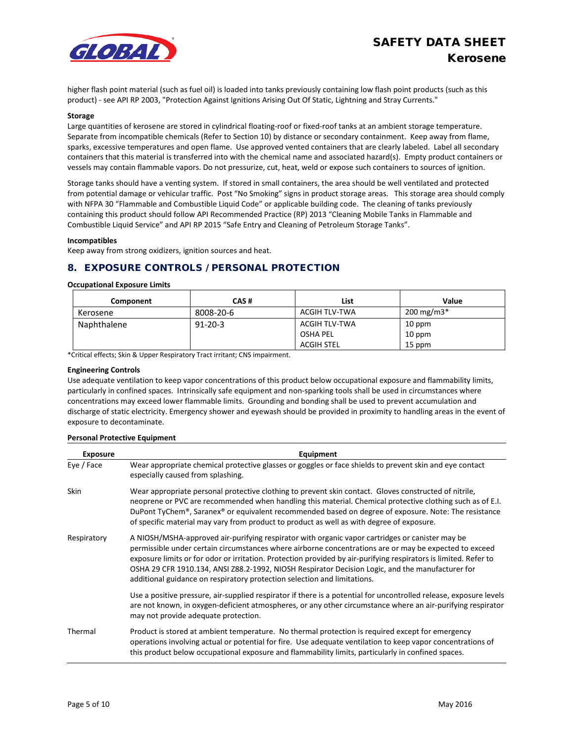higher flash point material (such as fuel oil) is loaded into tanks previously containing low flash point products (such as this product) - see API RP 2003, "Protection Against Ignitions Arising Out Of Static, Lightning and Stray Currents."

**Storage**

Large quantities of kerosene are stored in cylindrical floating-roof or fixed-roof tanks at an ambient storage temperature. Separate from incompatible chemicals (Refer to Section 10) by distance or secondary containment. Keep away from flame, sparks, excessive temperatures and open flame. Use approved vented containers that are clearly labeled. Label all secondary containers that this material is transferred into with the chemical name and associated hazard(s). Empty product containers or vessels may contain flammable vapors. Do not pressurize, cut, heat, weld or expose such containers to sources of ignition.

Storage tanks should have a venting system. If stored in small containers, the area should be well ventilated and protected from potential damage or vehicular traffic. Post "No Smoking" signs in product storage areas. This storage area should comply with NFPA 30 "Flammable and Combustible Liquid Code" or applicable building code. The cleaning of tanks previously containing this product should follow API Recommended Practice (RP) 2013 "Cleaning Mobile Tanks in Flammable and Combustible Liquid Service" and API RP 2015 "Safe Entry and Cleaning of Petroleum Storage Tanks".

**Incompatibles**

Keep away from strong oxidizers, ignition sources and heat.

## 8. EXPOSURE CONTROLS / PERSONAL PROTECTION

**Occupational Exposure Limits**

| Component | CAS # | List | Value |
|---|---|---|---|
| Kerosene | 8008-20-6 | ACGIH TLV-TWA | 200 mg/m3* |
| Naphthalene | 91-20-3 | ACGIH TLV-TWA<br>OSHA PEL<br>ACGIH STEL | 10 ppm<br>10 ppm<br>15 ppm |

*Critical effects; Skin & Upper Respiratory Tract irritant; CNS impairment.

**Engineering Controls**

Use adequate ventilation to keep vapor concentrations of this product below occupational exposure and flammability limits, particularly in confined spaces. Intrinsically safe equipment and non-sparking tools shall be used in circumstances where concentrations may exceed lower flammable limits. Grounding and bonding shall be used to prevent accumulation and discharge of static electricity. Emergency shower and eyewash should be provided in proximity to handling areas in the event of exposure to decontaminate.

**Personal Protective Equipment**

| Exposure | Equipment |
|---|---|
| Eye / Face | Wear appropriate chemical protective glasses or goggles or face shields to prevent skin and eye contact especially caused from splashing. |
| Skin | Wear appropriate personal protective clothing to prevent skin contact. Gloves constructed of nitrile, neoprene or PVC are recommended when handling this material. Chemical protective clothing such as of E.I. DuPont TyChem®, Saranex® or equivalent recommended based on degree of exposure. Note: The resistance of specific material may vary from product to product as well as with degree of exposure. |
| Respiratory | A NIOSH/MSHA-approved air-purifying respirator with organic vapor cartridges or canister may be permissible under certain circumstances where airborne concentrations are or may be expected to exceed exposure limits or for odor or irritation. Protection provided by air-purifying respirators is limited. Refer to OSHA 29 CFR 1910.134, ANSI Z88.2-1992, NIOSH Respirator Decision Logic, and the manufacturer for additional guidance on respiratory protection selection and limitations.<br><br>Use a positive pressure, air-supplied respirator if there is a potential for uncontrolled release, exposure levels are not known, in oxygen-deficient atmospheres, or any other circumstance where an air-purifying respirator may not provide adequate protection. |
| Thermal | Product is stored at ambient temperature. No thermal protection is required except for emergency operations involving actual or potential for fire. Use adequate ventilation to keep vapor concentrations of this product below occupational exposure and flammability limits, particularly in confined spaces. |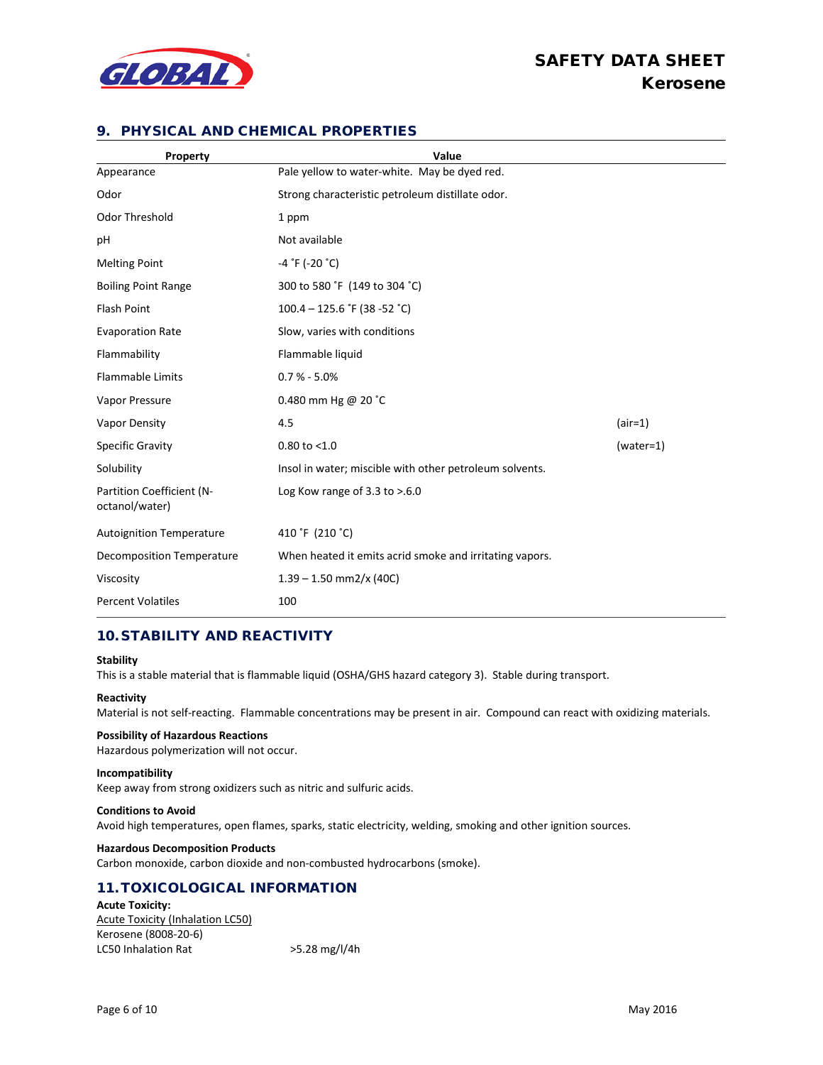## 9. PHYSICAL AND CHEMICAL PROPERTIES

| Property | Value | |
|---|---|---|
| Appearance | Pale yellow to water-white. May be dyed red. | |
| Odor | Strong characteristic petroleum distillate odor. | |
| Odor Threshold | 1 ppm | |
| pH | Not available | |
| Melting Point | -4 ˚F (-20 ˚C) | |
| Boiling Point Range | 300 to 580 ˚F (149 to 304 ˚C) | |
| Flash Point | 100.4 – 125.6 ˚F (38 -52 ˚C) | |
| Evaporation Rate | Slow, varies with conditions | |
| Flammability | Flammable liquid | |
| Flammable Limits | 0.7 % - 5.0% | |
| Vapor Pressure | 0.480 mm Hg @ 20 ˚C | |
| Vapor Density | 4.5 | (air=1) |
| Specific Gravity | 0.80 to <1.0 | (water=1) |
| Solubility | Insol in water; miscible with other petroleum solvents. | |
| Partition Coefficient (N-octanol/water) | Log Kow range of 3.3 to >.6.0 | |
| Autoignition Temperature | 410 ˚F (210 ˚C) | |
| Decomposition Temperature | When heated it emits acrid smoke and irritating vapors. | |
| Viscosity | 1.39 – 1.50 mm2/x (40C) | |
| Percent Volatiles | 100 | |

## 10. STABILITY AND REACTIVITY

**Stability**
This is a stable material that is flammable liquid (OSHA/GHS hazard category 3). Stable during transport.

**Reactivity**
Material is not self-reacting. Flammable concentrations may be present in air. Compound can react with oxidizing materials.

**Possibility of Hazardous Reactions**
Hazardous polymerization will not occur.

**Incompatibility**
Keep away from strong oxidizers such as nitric and sulfuric acids.

**Conditions to Avoid**
Avoid high temperatures, open flames, sparks, static electricity, welding, smoking and other ignition sources.

**Hazardous Decomposition Products**
Carbon monoxide, carbon dioxide and non-combusted hydrocarbons (smoke).

## 11. TOXICOLOGICAL INFORMATION

**Acute Toxicity:**
Acute Toxicity (Inhalation LC50)
Kerosene (8008-20-6)

| | |
|---|---|
| LC50 Inhalation Rat | >5.28 mg/l/4h |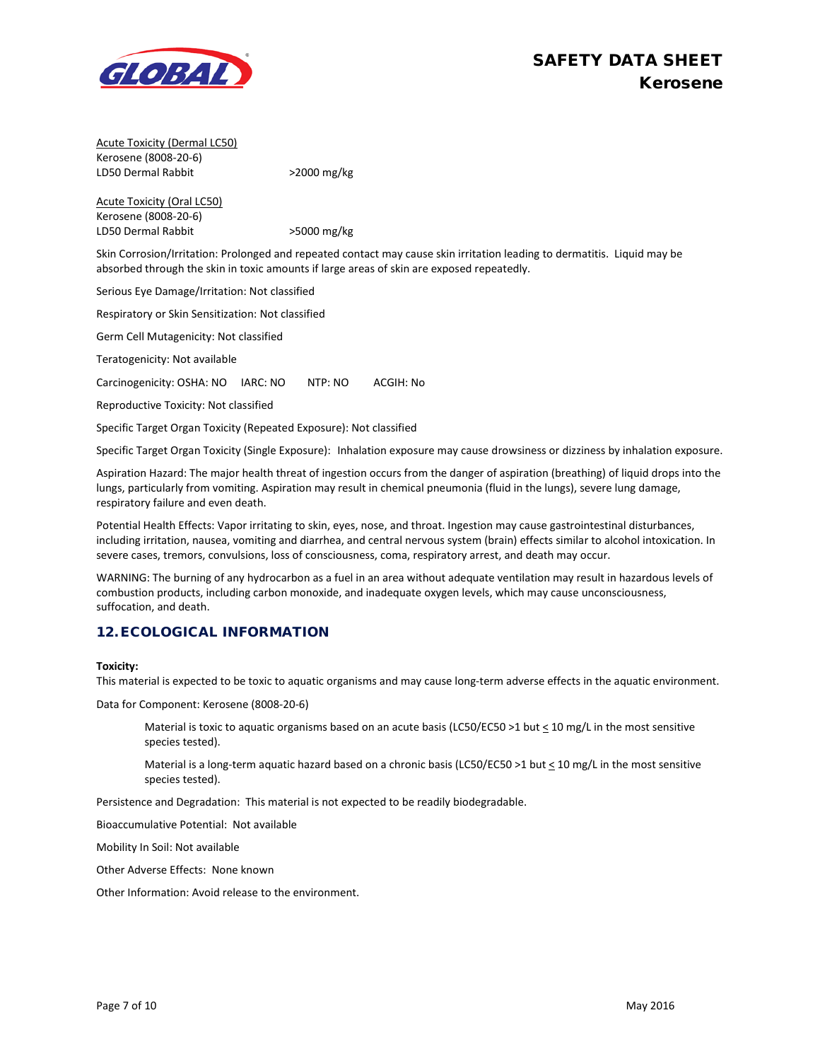Acute Toxicity (Dermal LC50)
Kerosene (8008-20-6)
LD50 Dermal Rabbit >2000 mg/kg

Acute Toxicity (Oral LC50)
Kerosene (8008-20-6)
LD50 Dermal Rabbit >5000 mg/kg

Skin Corrosion/Irritation: Prolonged and repeated contact may cause skin irritation leading to dermatitis. Liquid may be absorbed through the skin in toxic amounts if large areas of skin are exposed repeatedly.

Serious Eye Damage/Irritation: Not classified

Respiratory or Skin Sensitization: Not classified

Germ Cell Mutagenicity: Not classified

Teratogenicity: Not available

Carcinogenicity: OSHA: NO IARC: NO NTP: NO ACGIH: No

Reproductive Toxicity: Not classified

Specific Target Organ Toxicity (Repeated Exposure): Not classified

Specific Target Organ Toxicity (Single Exposure): Inhalation exposure may cause drowsiness or dizziness by inhalation exposure.

Aspiration Hazard: The major health threat of ingestion occurs from the danger of aspiration (breathing) of liquid drops into the lungs, particularly from vomiting. Aspiration may result in chemical pneumonia (fluid in the lungs), severe lung damage, respiratory failure and even death.

Potential Health Effects: Vapor irritating to skin, eyes, nose, and throat. Ingestion may cause gastrointestinal disturbances, including irritation, nausea, vomiting and diarrhea, and central nervous system (brain) effects similar to alcohol intoxication. In severe cases, tremors, convulsions, loss of consciousness, coma, respiratory arrest, and death may occur.

WARNING: The burning of any hydrocarbon as a fuel in an area without adequate ventilation may result in hazardous levels of combustion products, including carbon monoxide, and inadequate oxygen levels, which may cause unconsciousness, suffocation, and death.

## 12. ECOLOGICAL INFORMATION

**Toxicity:**
This material is expected to be toxic to aquatic organisms and may cause long-term adverse effects in the aquatic environment.

Data for Component: Kerosene (8008-20-6)

> Material is toxic to aquatic organisms based on an acute basis (LC50/EC50 >1 but ≤ 10 mg/L in the most sensitive species tested).
>
> Material is a long-term aquatic hazard based on a chronic basis (LC50/EC50 >1 but ≤ 10 mg/L in the most sensitive species tested).

Persistence and Degradation: This material is not expected to be readily biodegradable.

Bioaccumulative Potential: Not available

Mobility In Soil: Not available

Other Adverse Effects: None known

Other Information: Avoid release to the environment.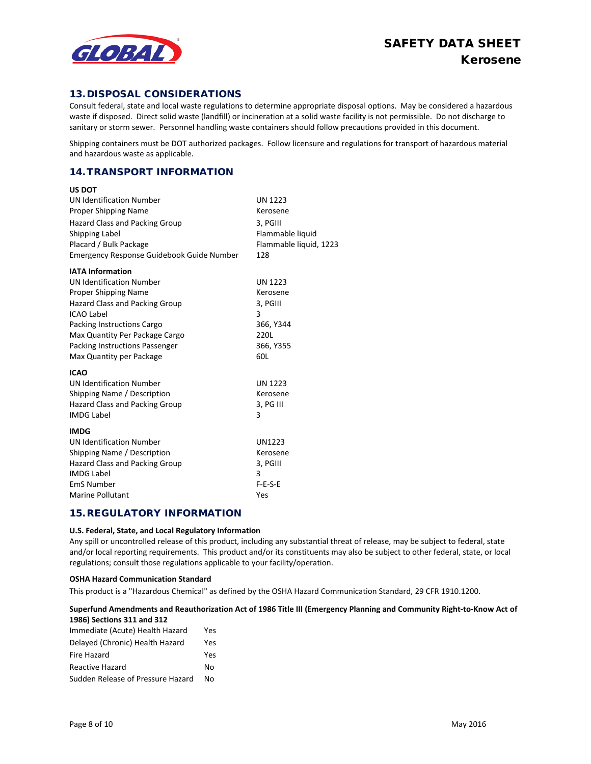## 13. DISPOSAL CONSIDERATIONS

Consult federal, state and local waste regulations to determine appropriate disposal options. May be considered a hazardous waste if disposed. Direct solid waste (landfill) or incineration at a solid waste facility is not permissible. Do not discharge to sanitary or storm sewer. Personnel handling waste containers should follow precautions provided in this document.

Shipping containers must be DOT authorized packages. Follow licensure and regulations for transport of hazardous material and hazardous waste as applicable.

## 14. TRANSPORT INFORMATION

**US DOT**

| | |
|---|---|
| UN Identification Number | UN 1223 |
| Proper Shipping Name | Kerosene |
| Hazard Class and Packing Group | 3, PGIII |
| Shipping Label | Flammable liquid |
| Placard / Bulk Package | Flammable liquid, 1223 |
| Emergency Response Guidebook Guide Number | 128 |

**IATA Information**

| | |
|---|---|
| UN Identification Number | UN 1223 |
| Proper Shipping Name | Kerosene |
| Hazard Class and Packing Group | 3, PGIII |
| ICAO Label | 3 |
| Packing Instructions Cargo | 366, Y344 |
| Max Quantity Per Package Cargo | 220L |
| Packing Instructions Passenger | 366, Y355 |
| Max Quantity per Package | 60L |

**ICAO**

| | |
|---|---|
| UN Identification Number | UN 1223 |
| Shipping Name / Description | Kerosene |
| Hazard Class and Packing Group | 3, PG III |
| IMDG Label | 3 |

**IMDG**

| | |
|---|---|
| UN Identification Number | UN1223 |
| Shipping Name / Description | Kerosene |
| Hazard Class and Packing Group | 3, PGIII |
| IMDG Label | 3 |
| EmS Number | F-E-S-E |
| Marine Pollutant | Yes |

## 15. REGULATORY INFORMATION

**U.S. Federal, State, and Local Regulatory Information**

Any spill or uncontrolled release of this product, including any substantial threat of release, may be subject to federal, state and/or local reporting requirements. This product and/or its constituents may also be subject to other federal, state, or local regulations; consult those regulations applicable to your facility/operation.

**OSHA Hazard Communication Standard**

This product is a "Hazardous Chemical" as defined by the OSHA Hazard Communication Standard, 29 CFR 1910.1200.

**Superfund Amendments and Reauthorization Act of 1986 Title III (Emergency Planning and Community Right-to-Know Act of 1986) Sections 311 and 312**

| | |
|---|---|
| Immediate (Acute) Health Hazard | Yes |
| Delayed (Chronic) Health Hazard | Yes |
| Fire Hazard | Yes |
| Reactive Hazard | No |
| Sudden Release of Pressure Hazard | No |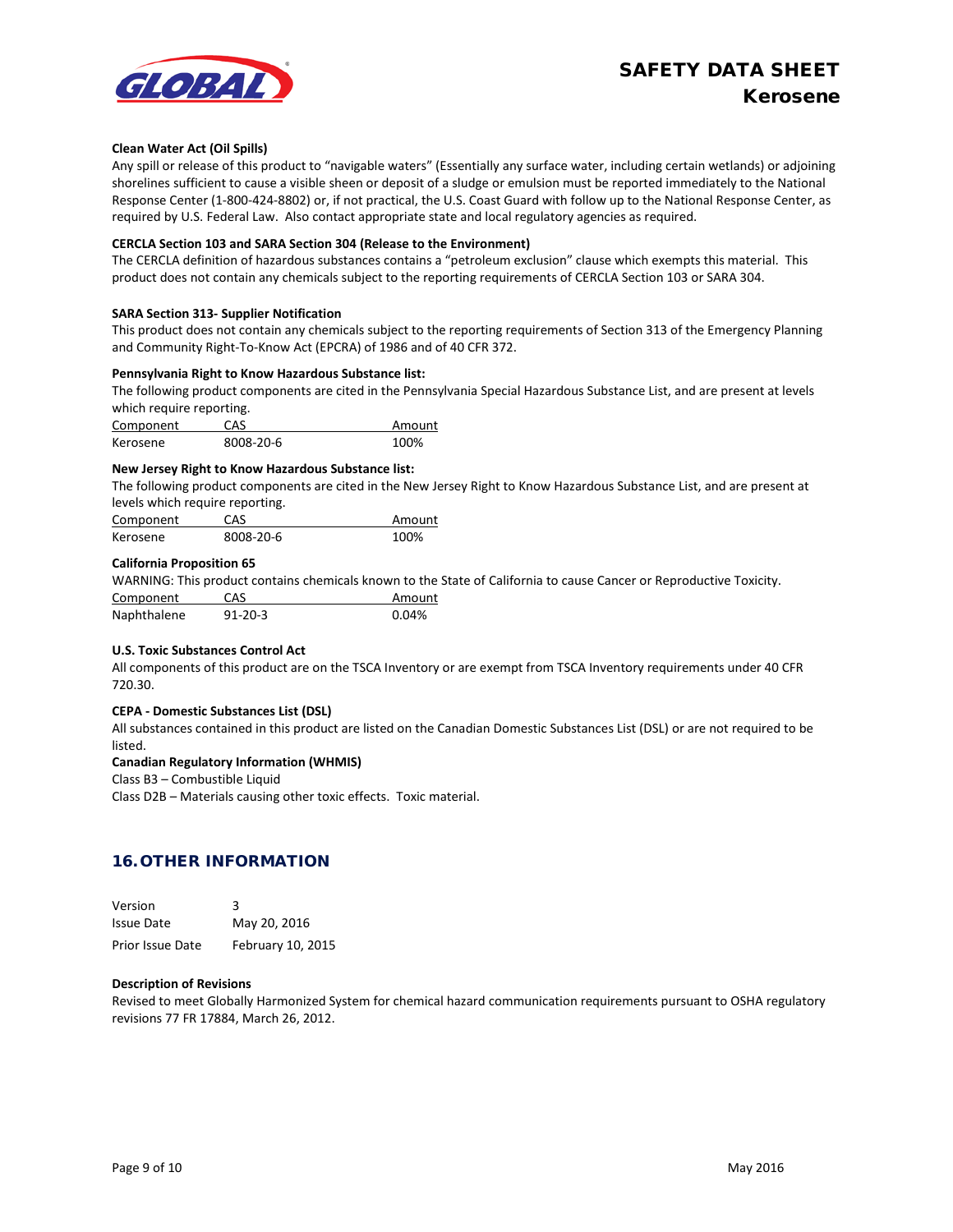**Clean Water Act (Oil Spills)**

Any spill or release of this product to "navigable waters" (Essentially any surface water, including certain wetlands) or adjoining shorelines sufficient to cause a visible sheen or deposit of a sludge or emulsion must be reported immediately to the National Response Center (1-800-424-8802) or, if not practical, the U.S. Coast Guard with follow up to the National Response Center, as required by U.S. Federal Law. Also contact appropriate state and local regulatory agencies as required.

**CERCLA Section 103 and SARA Section 304 (Release to the Environment)**

The CERCLA definition of hazardous substances contains a "petroleum exclusion" clause which exempts this material. This product does not contain any chemicals subject to the reporting requirements of CERCLA Section 103 or SARA 304.

**SARA Section 313- Supplier Notification**

This product does not contain any chemicals subject to the reporting requirements of Section 313 of the Emergency Planning and Community Right-To-Know Act (EPCRA) of 1986 and of 40 CFR 372.

**Pennsylvania Right to Know Hazardous Substance list:**

The following product components are cited in the Pennsylvania Special Hazardous Substance List, and are present at levels which require reporting.

| Component | CAS | Amount |
|---|---|---|
| Kerosene | 8008-20-6 | 100% |

**New Jersey Right to Know Hazardous Substance list:**

The following product components are cited in the New Jersey Right to Know Hazardous Substance List, and are present at levels which require reporting.

| Component | CAS | Amount |
|---|---|---|
| Kerosene | 8008-20-6 | 100% |

**California Proposition 65**

WARNING: This product contains chemicals known to the State of California to cause Cancer or Reproductive Toxicity.

| Component | CAS | Amount |
|---|---|---|
| Naphthalene | 91-20-3 | 0.04% |

**U.S. Toxic Substances Control Act**

All components of this product are on the TSCA Inventory or are exempt from TSCA Inventory requirements under 40 CFR 720.30.

**CEPA - Domestic Substances List (DSL)**

All substances contained in this product are listed on the Canadian Domestic Substances List (DSL) or are not required to be listed.

**Canadian Regulatory Information (WHMIS)**

Class B3 – Combustible Liquid

Class D2B – Materials causing other toxic effects. Toxic material.

## 16. OTHER INFORMATION

| | |
|---|---|
| Version | 3 |
| Issue Date | May 20, 2016 |
| Prior Issue Date | February 10, 2015 |

**Description of Revisions**

Revised to meet Globally Harmonized System for chemical hazard communication requirements pursuant to OSHA regulatory revisions 77 FR 17884, March 26, 2012.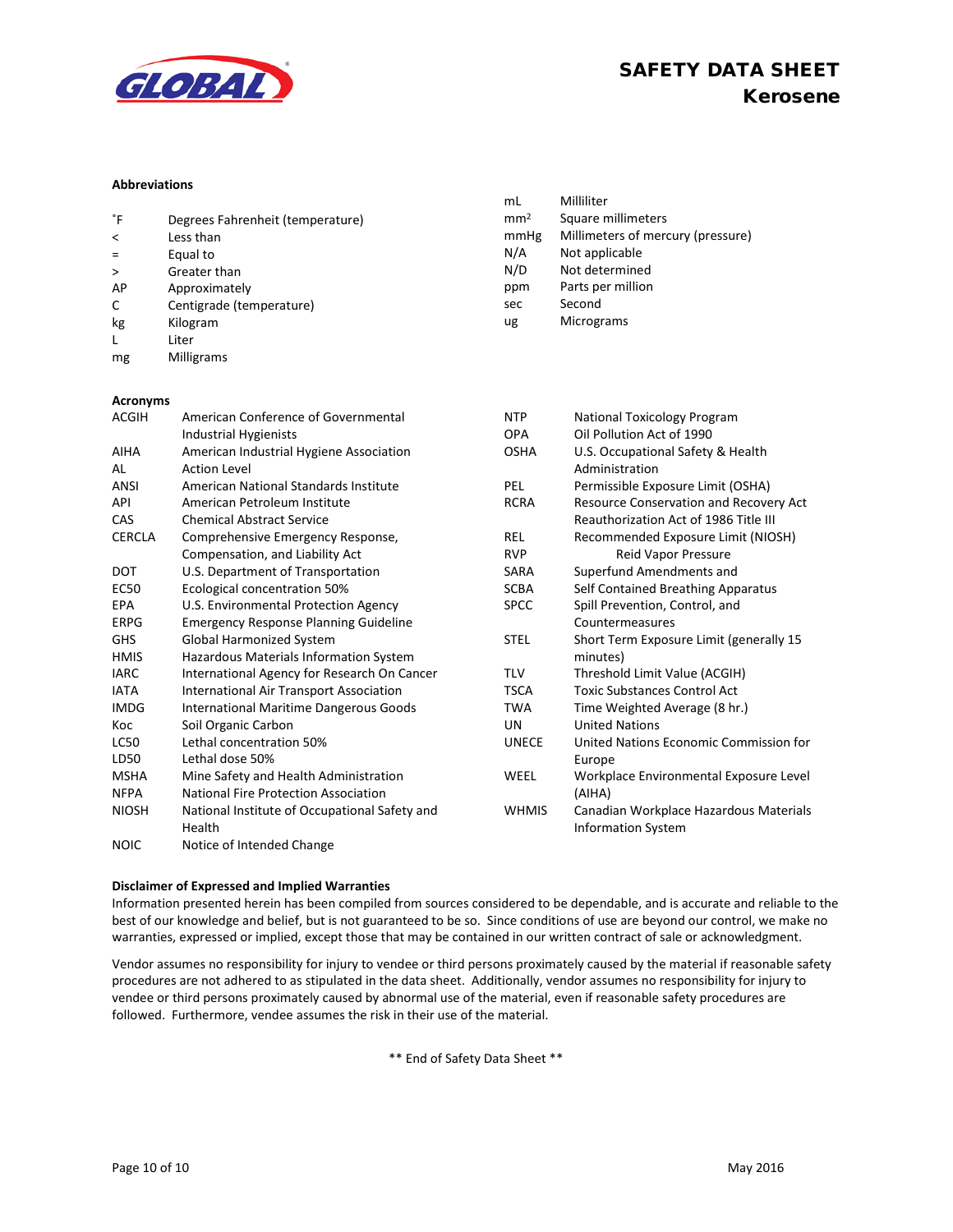## Abbreviations

| | |
|---|---|
| ˚F | Degrees Fahrenheit (temperature) |
| < | Less than |
| = | Equal to |
| > | Greater than |
| AP | Approximately |
| C | Centigrade (temperature) |
| kg | Kilogram |
| L | Liter |
| mg | Milligrams |
| mL | Milliliter |
| $mm^2$ | Square millimeters |
| mmHg | Millimeters of mercury (pressure) |
| N/A | Not applicable |
| N/D | Not determined |
| ppm | Parts per million |
| sec | Second |
| ug | Micrograms |

## Acronyms

| | |
|---|---|
| ACGIH | American Conference of Governmental Industrial Hygienists |
| AIHA | American Industrial Hygiene Association |
| AL | Action Level |
| ANSI | American National Standards Institute |
| API | American Petroleum Institute |
| CAS | Chemical Abstract Service |
| CERCLA | Comprehensive Emergency Response, Compensation, and Liability Act |
| DOT | U.S. Department of Transportation |
| EC50 | Ecological concentration 50% |
| EPA | U.S. Environmental Protection Agency |
| ERPG | Emergency Response Planning Guideline |
| GHS | Global Harmonized System |
| HMIS | Hazardous Materials Information System |
| IARC | International Agency for Research On Cancer |
| IATA | International Air Transport Association |
| IMDG | International Maritime Dangerous Goods |
| Koc | Soil Organic Carbon |
| LC50 | Lethal concentration 50% |
| LD50 | Lethal dose 50% |
| MSHA | Mine Safety and Health Administration |
| NFPA | National Fire Protection Association |
| NIOSH | National Institute of Occupational Safety and Health |
| NOIC | Notice of Intended Change |
| NTP | National Toxicology Program |
| OPA | Oil Pollution Act of 1990 |
| OSHA | U.S. Occupational Safety & Health Administration |
| PEL | Permissible Exposure Limit (OSHA) |
| RCRA | Resource Conservation and Recovery Act Reauthorization Act of 1986 Title III |
| REL | Recommended Exposure Limit (NIOSH) |
| RVP | Reid Vapor Pressure |
| SARA | Superfund Amendments and |
| SCBA | Self Contained Breathing Apparatus |
| SPCC | Spill Prevention, Control, and Countermeasures |
| STEL | Short Term Exposure Limit (generally 15 minutes) |
| TLV | Threshold Limit Value (ACGIH) |
| TSCA | Toxic Substances Control Act |
| TWA | Time Weighted Average (8 hr.) |
| UN | United Nations |
| UNECE | United Nations Economic Commission for Europe |
| WEEL | Workplace Environmental Exposure Level (AIHA) |
| WHMIS | Canadian Workplace Hazardous Materials Information System |

## Disclaimer of Expressed and Implied Warranties

Information presented herein has been compiled from sources considered to be dependable, and is accurate and reliable to the best of our knowledge and belief, but is not guaranteed to be so. Since conditions of use are beyond our control, we make no warranties, expressed or implied, except those that may be contained in our written contract of sale or acknowledgment.

Vendor assumes no responsibility for injury to vendee or third persons proximately caused by the material if reasonable safety procedures are not adhered to as stipulated in the data sheet. Additionally, vendor assumes no responsibility for injury to vendee or third persons proximately caused by abnormal use of the material, even if reasonable safety procedures are followed. Furthermore, vendee assumes the risk in their use of the material.

** End of Safety Data Sheet **